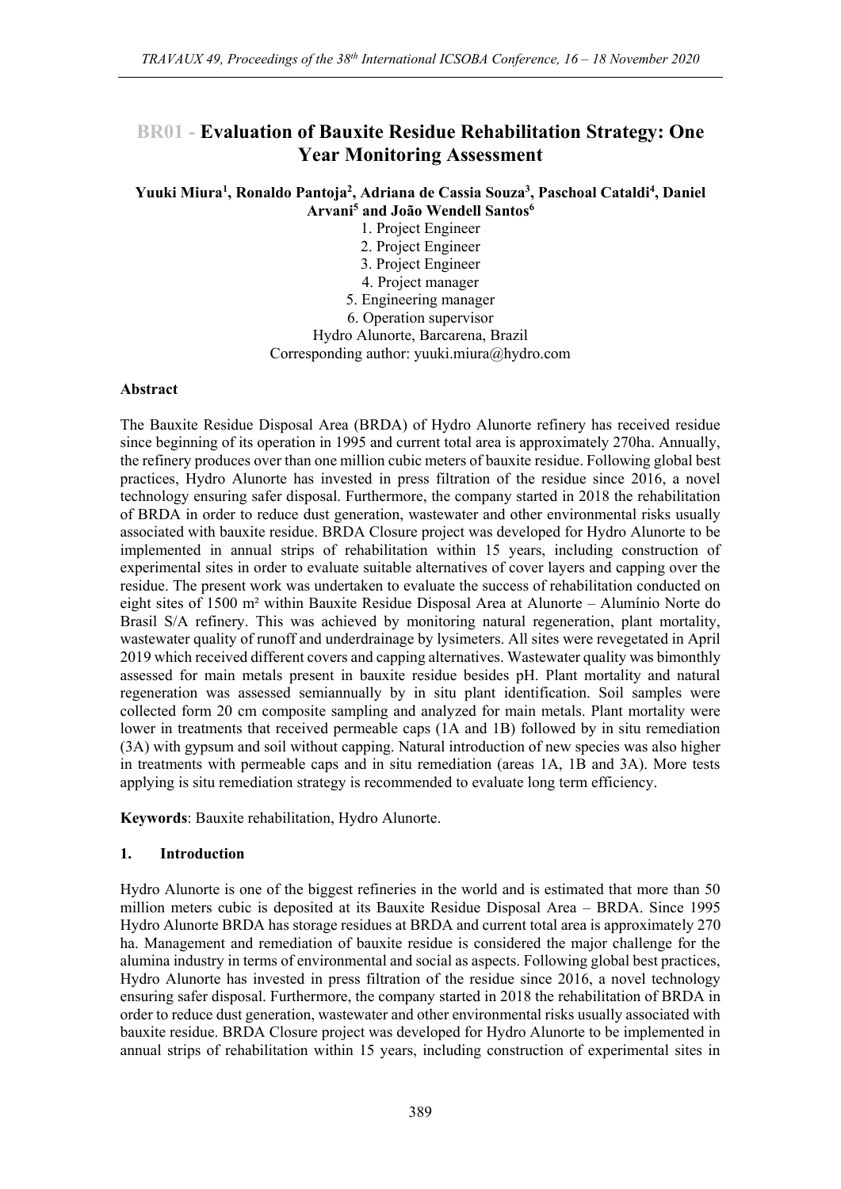# BR01 - Evaluation of Bauxite Residue Rehabilitation Strategy: One Year Monitoring Assessment

**Yuuki Miura[1], Ronaldo Pantoja[2], Adriana de Cassia Souza[3], Paschoal Cataldi[4], Daniel Arvani[5] and João Wendell Santos[6]**

1. Project Engineer
2. Project Engineer
3. Project Engineer
4. Project manager
5. Engineering manager
6. Operation supervisor

Hydro Alunorte, Barcarena, Brazil

Corresponding author: yuuki.miura@hydro.com

### Abstract

The Bauxite Residue Disposal Area (BRDA) of Hydro Alunorte refinery has received residue since beginning of its operation in 1995 and current total area is approximately 270ha. Annually, the refinery produces over than one million cubic meters of bauxite residue. Following global best practices, Hydro Alunorte has invested in press filtration of the residue since 2016, a novel technology ensuring safer disposal. Furthermore, the company started in 2018 the rehabilitation of BRDA in order to reduce dust generation, wastewater and other environmental risks usually associated with bauxite residue. BRDA Closure project was developed for Hydro Alunorte to be implemented in annual strips of rehabilitation within 15 years, including construction of experimental sites in order to evaluate suitable alternatives of cover layers and capping over the residue. The present work was undertaken to evaluate the success of rehabilitation conducted on eight sites of 1500 m² within Bauxite Residue Disposal Area at Alunorte – Alumínio Norte do Brasil S/A refinery. This was achieved by monitoring natural regeneration, plant mortality, wastewater quality of runoff and underdrainage by lysimeters. All sites were revegetated in April 2019 which received different covers and capping alternatives. Wastewater quality was bimonthly assessed for main metals present in bauxite residue besides pH. Plant mortality and natural regeneration was assessed semiannually by in situ plant identification. Soil samples were collected form 20 cm composite sampling and analyzed for main metals. Plant mortality were lower in treatments that received permeable caps (1A and 1B) followed by in situ remediation (3A) with gypsum and soil without capping. Natural introduction of new species was also higher in treatments with permeable caps and in situ remediation (areas 1A, 1B and 3A). More tests applying is situ remediation strategy is recommended to evaluate long term efficiency.

**Keywords**: Bauxite rehabilitation, Hydro Alunorte.

### 1. Introduction

Hydro Alunorte is one of the biggest refineries in the world and is estimated that more than 50 million meters cubic is deposited at its Bauxite Residue Disposal Area – BRDA. Since 1995 Hydro Alunorte BRDA has storage residues at BRDA and current total area is approximately 270 ha. Management and remediation of bauxite residue is considered the major challenge for the alumina industry in terms of environmental and social as aspects. Following global best practices, Hydro Alunorte has invested in press filtration of the residue since 2016, a novel technology ensuring safer disposal. Furthermore, the company started in 2018 the rehabilitation of BRDA in order to reduce dust generation, wastewater and other environmental risks usually associated with bauxite residue. BRDA Closure project was developed for Hydro Alunorte to be implemented in annual strips of rehabilitation within 15 years, including construction of experimental sites in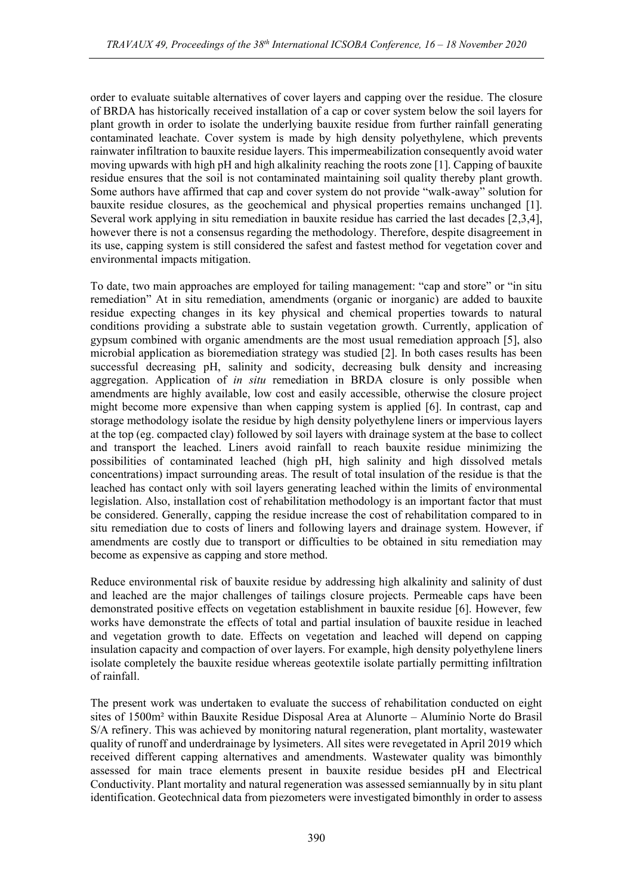order to evaluate suitable alternatives of cover layers and capping over the residue. The closure of BRDA has historically received installation of a cap or cover system below the soil layers for plant growth in order to isolate the underlying bauxite residue from further rainfall generating contaminated leachate. Cover system is made by high density polyethylene, which prevents rainwater infiltration to bauxite residue layers. This impermeabilization consequently avoid water moving upwards with high pH and high alkalinity reaching the roots zone [1]. Capping of bauxite residue ensures that the soil is not contaminated maintaining soil quality thereby plant growth. Some authors have affirmed that cap and cover system do not provide "walk-away" solution for bauxite residue closures, as the geochemical and physical properties remains unchanged [1]. Several work applying in situ remediation in bauxite residue has carried the last decades [2,3,4], however there is not a consensus regarding the methodology. Therefore, despite disagreement in its use, capping system is still considered the safest and fastest method for vegetation cover and environmental impacts mitigation.

To date, two main approaches are employed for tailing management: "cap and store" or "in situ remediation" At in situ remediation, amendments (organic or inorganic) are added to bauxite residue expecting changes in its key physical and chemical properties towards to natural conditions providing a substrate able to sustain vegetation growth. Currently, application of gypsum combined with organic amendments are the most usual remediation approach [5], also microbial application as bioremediation strategy was studied [2]. In both cases results has been successful decreasing pH, salinity and sodicity, decreasing bulk density and increasing aggregation. Application of *in situ* remediation in BRDA closure is only possible when amendments are highly available, low cost and easily accessible, otherwise the closure project might become more expensive than when capping system is applied [6]. In contrast, cap and storage methodology isolate the residue by high density polyethylene liners or impervious layers at the top (eg. compacted clay) followed by soil layers with drainage system at the base to collect and transport the leached. Liners avoid rainfall to reach bauxite residue minimizing the possibilities of contaminated leached (high pH, high salinity and high dissolved metals concentrations) impact surrounding areas. The result of total insulation of the residue is that the leached has contact only with soil layers generating leached within the limits of environmental legislation. Also, installation cost of rehabilitation methodology is an important factor that must be considered. Generally, capping the residue increase the cost of rehabilitation compared to in situ remediation due to costs of liners and following layers and drainage system. However, if amendments are costly due to transport or difficulties to be obtained in situ remediation may become as expensive as capping and store method.

Reduce environmental risk of bauxite residue by addressing high alkalinity and salinity of dust and leached are the major challenges of tailings closure projects. Permeable caps have been demonstrated positive effects on vegetation establishment in bauxite residue [6]. However, few works have demonstrate the effects of total and partial insulation of bauxite residue in leached and vegetation growth to date. Effects on vegetation and leached will depend on capping insulation capacity and compaction of over layers. For example, high density polyethylene liners isolate completely the bauxite residue whereas geotextile isolate partially permitting infiltration of rainfall.

The present work was undertaken to evaluate the success of rehabilitation conducted on eight sites of 1500m² within Bauxite Residue Disposal Area at Alunorte – Alumínio Norte do Brasil S/A refinery. This was achieved by monitoring natural regeneration, plant mortality, wastewater quality of runoff and underdrainage by lysimeters. All sites were revegetated in April 2019 which received different capping alternatives and amendments. Wastewater quality was bimonthly assessed for main trace elements present in bauxite residue besides pH and Electrical Conductivity. Plant mortality and natural regeneration was assessed semiannually by in situ plant identification. Geotechnical data from piezometers were investigated bimonthly in order to assess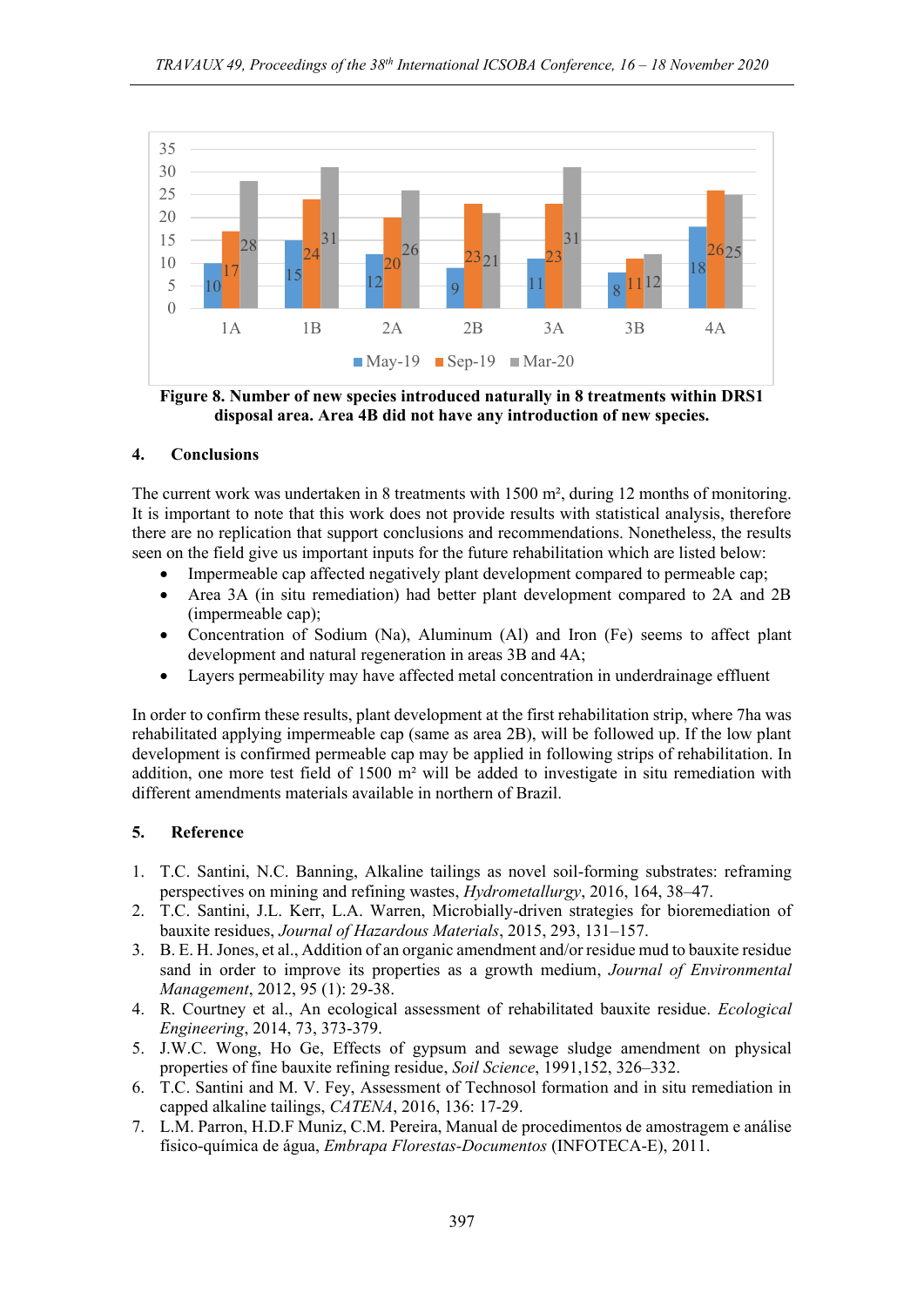35
30
25
20
15
10
5
0

1A 1B 2A 2B 3A 3B 4A

10 17 28 15 24 31 12 20 26 9 23 21 11 23 31 8 11 12 18 26 25

May-19 Sep-19 Mar-20

**Figure 8. Number of new species introduced naturally in 8 treatments within DRS1 disposal area. Area 4B did not have any introduction of new species.**

## 4. Conclusions

The current work was undertaken in 8 treatments with 1500 m², during 12 months of monitoring. It is important to note that this work does not provide results with statistical analysis, therefore there are no replication that support conclusions and recommendations. Nonetheless, the results seen on the field give us important inputs for the future rehabilitation which are listed below:

- Impermeable cap affected negatively plant development compared to permeable cap;
- Area 3A (in situ remediation) had better plant development compared to 2A and 2B (impermeable cap);
- Concentration of Sodium (Na), Aluminum (Al) and Iron (Fe) seems to affect plant development and natural regeneration in areas 3B and 4A;
- Layers permeability may have affected metal concentration in underdrainage effluent

In order to confirm these results, plant development at the first rehabilitation strip, where 7ha was rehabilitated applying impermeable cap (same as area 2B), will be followed up. If the low plant development is confirmed permeable cap may be applied in following strips of rehabilitation. In addition, one more test field of 1500 m² will be added to investigate in situ remediation with different amendments materials available in northern of Brazil.

## 5. Reference

1. T.C. Santini, N.C. Banning, Alkaline tailings as novel soil-forming substrates: reframing perspectives on mining and refining wastes, *Hydrometallurgy*, 2016, 164, 38–47.
2. T.C. Santini, J.L. Kerr, L.A. Warren, Microbially-driven strategies for bioremediation of bauxite residues, *Journal of Hazardous Materials*, 2015, 293, 131–157.
3. B. E. H. Jones, et al., Addition of an organic amendment and/or residue mud to bauxite residue sand in order to improve its properties as a growth medium, *Journal of Environmental Management*, 2012, 95 (1): 29-38.
4. R. Courtney et al., An ecological assessment of rehabilitated bauxite residue. *Ecological Engineering*, 2014, 73, 373-379.
5. J.W.C. Wong, Ho Ge, Effects of gypsum and sewage sludge amendment on physical properties of fine bauxite refining residue, *Soil Science*, 1991,152, 326–332.
6. T.C. Santini and M. V. Fey, Assessment of Technosol formation and in situ remediation in capped alkaline tailings, *CATENA*, 2016, 136: 17-29.
7. L.M. Parron, H.D.F Muniz, C.M. Pereira, Manual de procedimentos de amostragem e análise fisico-química de água, *Embrapa Florestas-Documentos* (INFOTECA-E), 2011.